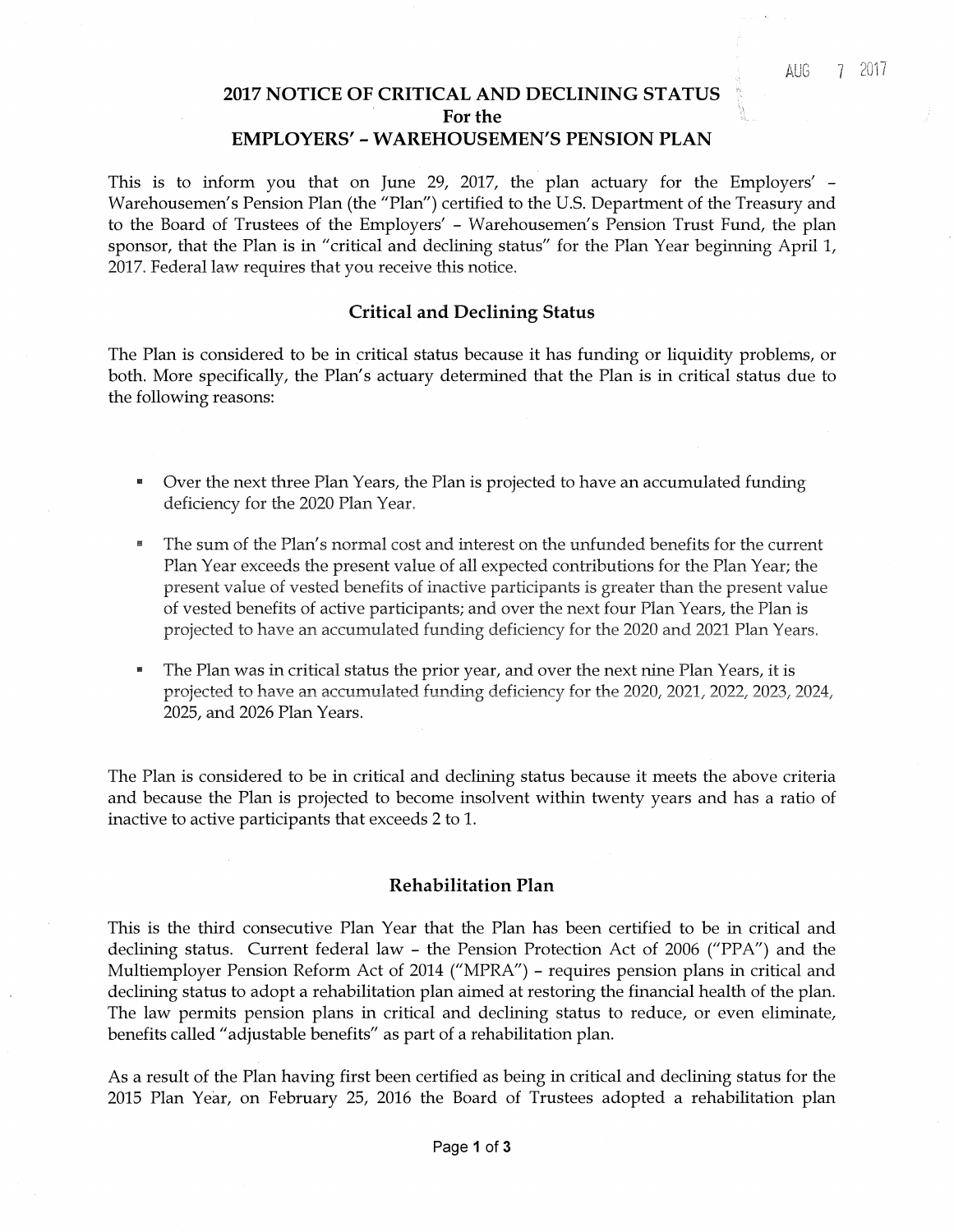AUG 7 2017

# 2017 NOTICE OF CRITICAL AND DECLINING STATUS
# For the
# EMPLOYERS' - WAREHOUSEMEN'S PENSION PLAN

This is to inform you that on June 29, 2017, the plan actuary for the Employers' - Warehousemen's Pension Plan (the "Plan") certified to the U.S. Department of the Treasury and to the Board of Trustees of the Employers' - Warehousemen's Pension Trust Fund, the plan sponsor, that the Plan is in "critical and declining status" for the Plan Year beginning April 1, 2017. Federal law requires that you receive this notice.

## Critical and Declining Status

The Plan is considered to be in critical status because it has funding or liquidity problems, or both. More specifically, the Plan's actuary determined that the Plan is in critical status due to the following reasons:

- Over the next three Plan Years, the Plan is projected to have an accumulated funding deficiency for the 2020 Plan Year.
- The sum of the Plan's normal cost and interest on the unfunded benefits for the current Plan Year exceeds the present value of all expected contributions for the Plan Year; the present value of vested benefits of inactive participants is greater than the present value of vested benefits of active participants; and over the next four Plan Years, the Plan is projected to have an accumulated funding deficiency for the 2020 and 2021 Plan Years.
- The Plan was in critical status the prior year, and over the next nine Plan Years, it is projected to have an accumulated funding deficiency for the 2020, 2021, 2022, 2023, 2024, 2025, and 2026 Plan Years.

The Plan is considered to be in critical and declining status because it meets the above criteria and because the Plan is projected to become insolvent within twenty years and has a ratio of inactive to active participants that exceeds 2 to 1.

## Rehabilitation Plan

This is the third consecutive Plan Year that the Plan has been certified to be in critical and declining status. Current federal law - the Pension Protection Act of 2006 ("PPA") and the Multiemployer Pension Reform Act of 2014 ("MPRA") - requires pension plans in critical and declining status to adopt a rehabilitation plan aimed at restoring the financial health of the plan. The law permits pension plans in critical and declining status to reduce, or even eliminate, benefits called "adjustable benefits" as part of a rehabilitation plan.

As a result of the Plan having first been certified as being in critical and declining status for the 2015 Plan Year, on February 25, 2016 the Board of Trustees adopted a rehabilitation plan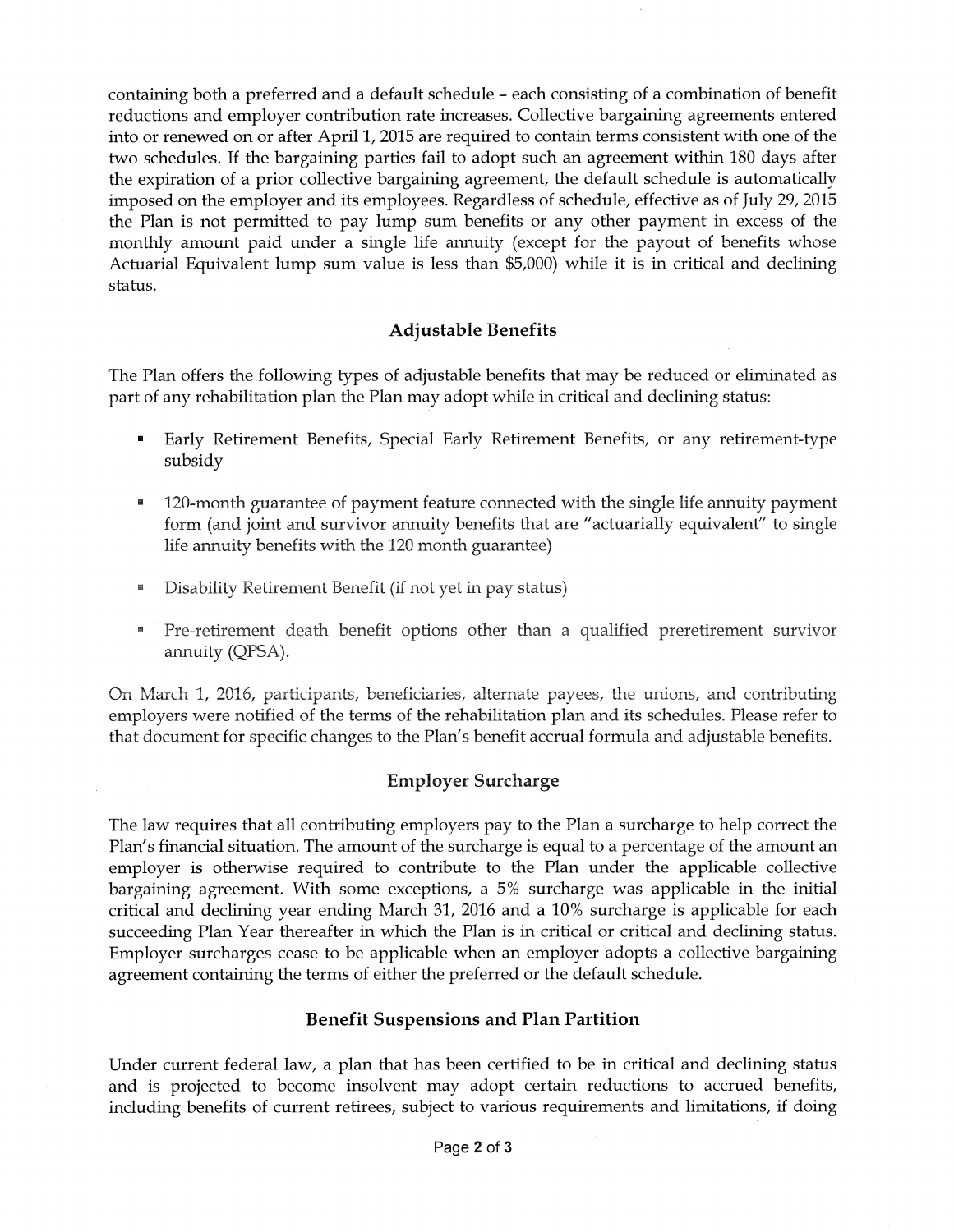containing both a preferred and a default schedule – each consisting of a combination of benefit reductions and employer contribution rate increases. Collective bargaining agreements entered into or renewed on or after April 1, 2015 are required to contain terms consistent with one of the two schedules. If the bargaining parties fail to adopt such an agreement within 180 days after the expiration of a prior collective bargaining agreement, the default schedule is automatically imposed on the employer and its employees. Regardless of schedule, effective as of July 29, 2015 the Plan is not permitted to pay lump sum benefits or any other payment in excess of the monthly amount paid under a single life annuity (except for the payout of benefits whose Actuarial Equivalent lump sum value is less than $5,000) while it is in critical and declining status.

## Adjustable Benefits

The Plan offers the following types of adjustable benefits that may be reduced or eliminated as part of any rehabilitation plan the Plan may adopt while in critical and declining status:

- Early Retirement Benefits, Special Early Retirement Benefits, or any retirement-type subsidy
- 120-month guarantee of payment feature connected with the single life annuity payment form (and joint and survivor annuity benefits that are "actuarially equivalent" to single life annuity benefits with the 120 month guarantee)
- Disability Retirement Benefit (if not yet in pay status)
- Pre-retirement death benefit options other than a qualified preretirement survivor annuity (QPSA).

On March 1, 2016, participants, beneficiaries, alternate payees, the unions, and contributing employers were notified of the terms of the rehabilitation plan and its schedules. Please refer to that document for specific changes to the Plan's benefit accrual formula and adjustable benefits.

## Employer Surcharge

The law requires that all contributing employers pay to the Plan a surcharge to help correct the Plan's financial situation. The amount of the surcharge is equal to a percentage of the amount an employer is otherwise required to contribute to the Plan under the applicable collective bargaining agreement. With some exceptions, a 5% surcharge was applicable in the initial critical and declining year ending March 31, 2016 and a 10% surcharge is applicable for each succeeding Plan Year thereafter in which the Plan is in critical or critical and declining status. Employer surcharges cease to be applicable when an employer adopts a collective bargaining agreement containing the terms of either the preferred or the default schedule.

## Benefit Suspensions and Plan Partition

Under current federal law, a plan that has been certified to be in critical and declining status and is projected to become insolvent may adopt certain reductions to accrued benefits, including benefits of current retirees, subject to various requirements and limitations, if doing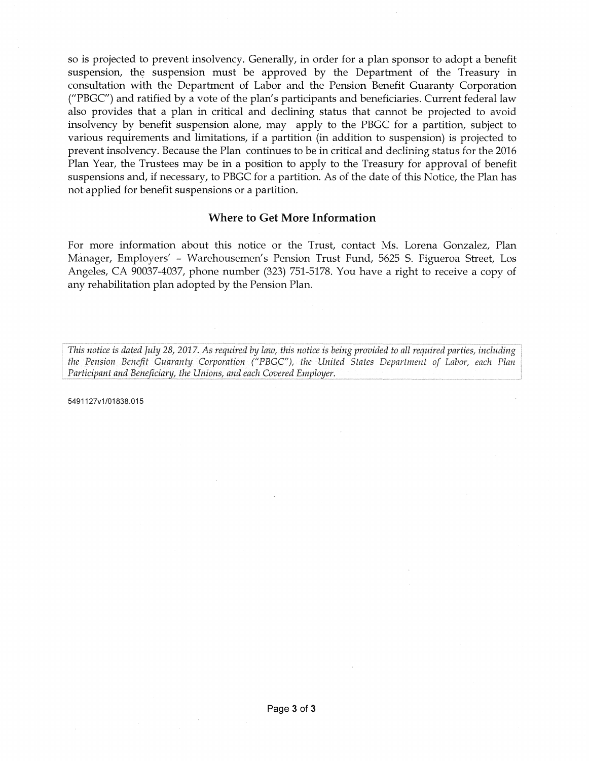so is projected to prevent insolvency. Generally, in order for a plan sponsor to adopt a benefit suspension, the suspension must be approved by the Department of the Treasury in consultation with the Department of Labor and the Pension Benefit Guaranty Corporation ("PBGC") and ratified by a vote of the plan's participants and beneficiaries. Current federal law also provides that a plan in critical and declining status that cannot be projected to avoid insolvency by benefit suspension alone, may apply to the PBGC for a partition, subject to various requirements and limitations, if a partition (in addition to suspension) is projected to prevent insolvency. Because the Plan continues to be in critical and declining status for the 2016 Plan Year, the Trustees may be in a position to apply to the Treasury for approval of benefit suspensions and, if necessary, to PBGC for a partition. As of the date of this Notice, the Plan has not applied for benefit suspensions or a partition.

## Where to Get More Information

For more information about this notice or the Trust, contact Ms. Lorena Gonzalez, Plan Manager, Employers' - Warehousemen's Pension Trust Fund, 5625 S. Figueroa Street, Los Angeles, CA 90037-4037, phone number (323) 751-5178. You have a right to receive a copy of any rehabilitation plan adopted by the Pension Plan.

*This notice is dated July 28, 2017. As required by law, this notice is being provided to all required parties, including the Pension Benefit Guaranty Corporation ("PBGC"), the United States Department of Labor, each Plan Participant and Beneficiary, the Unions, and each Covered Employer.*

5491127v1/01838.015